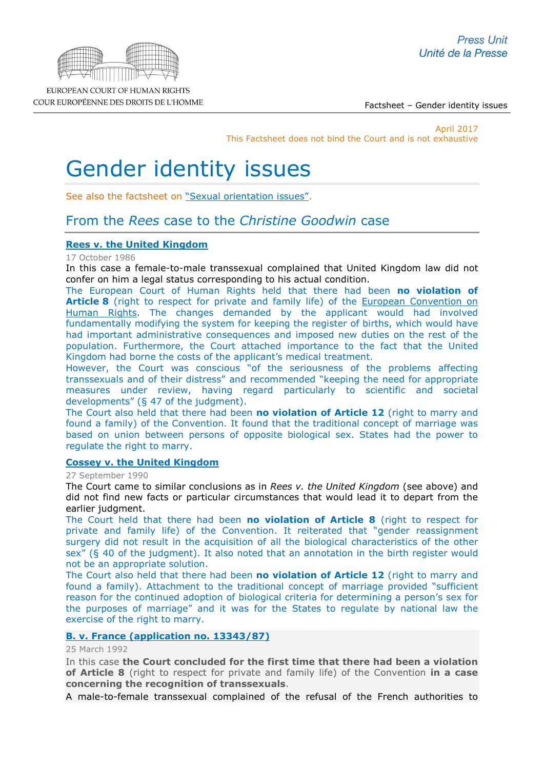April 2017
This Factsheet does not bind the Court and is not exhaustive

# Gender identity issues

See also the factsheet on "Sexual orientation issues".

## From the *Rees* case to the *Christine Goodwin* case

### Rees v. the United Kingdom

17 October 1986

In this case a female-to-male transsexual complained that United Kingdom law did not confer on him a legal status corresponding to his actual condition.

The European Court of Human Rights held that there had been **no violation of Article 8** (right to respect for private and family life) of the European Convention on Human Rights. The changes demanded by the applicant would had involved fundamentally modifying the system for keeping the register of births, which would have had important administrative consequences and imposed new duties on the rest of the population. Furthermore, the Court attached importance to the fact that the United Kingdom had borne the costs of the applicant's medical treatment.

However, the Court was conscious "of the seriousness of the problems affecting transsexuals and of their distress" and recommended "keeping the need for appropriate measures under review, having regard particularly to scientific and societal developments" (§ 47 of the judgment).

The Court also held that there had been **no violation of Article 12** (right to marry and found a family) of the Convention. It found that the traditional concept of marriage was based on union between persons of opposite biological sex. States had the power to regulate the right to marry.

### Cossey v. the United Kingdom

27 September 1990

The Court came to similar conclusions as in *Rees v. the United Kingdom* (see above) and did not find new facts or particular circumstances that would lead it to depart from the earlier judgment.

The Court held that there had been **no violation of Article 8** (right to respect for private and family life) of the Convention. It reiterated that "gender reassignment surgery did not result in the acquisition of all the biological characteristics of the other sex" (§ 40 of the judgment). It also noted that an annotation in the birth register would not be an appropriate solution.

The Court also held that there had been **no violation of Article 12** (right to marry and found a family). Attachment to the traditional concept of marriage provided "sufficient reason for the continued adoption of biological criteria for determining a person's sex for the purposes of marriage" and it was for the States to regulate by national law the exercise of the right to marry.

### B. v. France (application no. 13343/87)

25 March 1992

In this case **the Court concluded for the first time that there had been a violation of Article 8** (right to respect for private and family life) of the Convention **in a case concerning the recognition of transsexuals**.

A male-to-female transsexual complained of the refusal of the French authorities to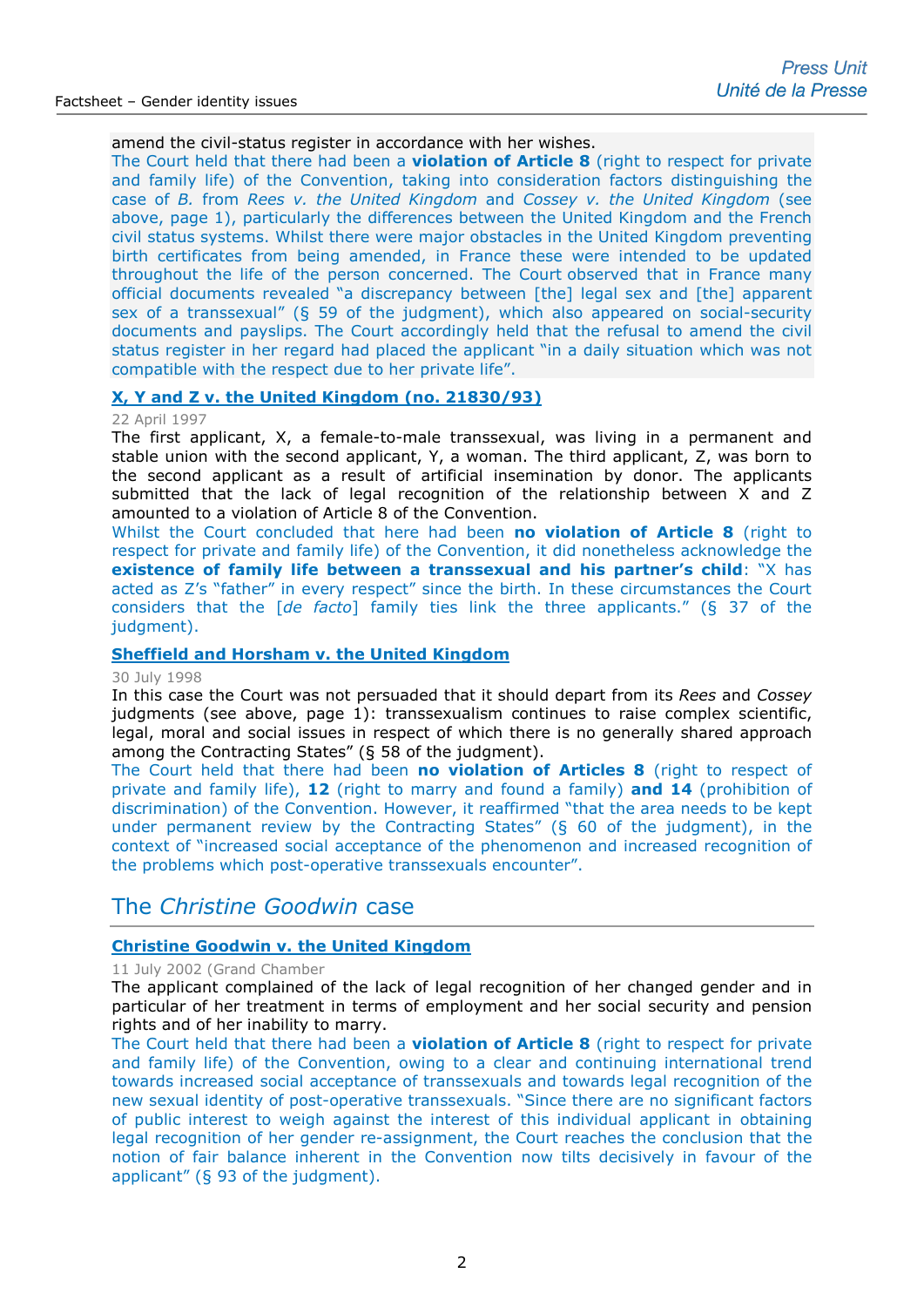amend the civil-status register in accordance with her wishes.

The Court held that there had been a **violation of Article 8** (right to respect for private and family life) of the Convention, taking into consideration factors distinguishing the case of *B.* from *Rees v. the United Kingdom* and *Cossey v. the United Kingdom* (see above, page 1), particularly the differences between the United Kingdom and the French civil status systems. Whilst there were major obstacles in the United Kingdom preventing birth certificates from being amended, in France these were intended to be updated throughout the life of the person concerned. The Court observed that in France many official documents revealed "a discrepancy between [the] legal sex and [the] apparent sex of a transsexual" (§ 59 of the judgment), which also appeared on social-security documents and payslips. The Court accordingly held that the refusal to amend the civil status register in her regard had placed the applicant "in a daily situation which was not compatible with the respect due to her private life".

**X, Y and Z v. the United Kingdom (no. 21830/93)**

22 April 1997

The first applicant, X, a female-to-male transsexual, was living in a permanent and stable union with the second applicant, Y, a woman. The third applicant, Z, was born to the second applicant as a result of artificial insemination by donor. The applicants submitted that the lack of legal recognition of the relationship between X and Z amounted to a violation of Article 8 of the Convention.

Whilst the Court concluded that here had been **no violation of Article 8** (right to respect for private and family life) of the Convention, it did nonetheless acknowledge the **existence of family life between a transsexual and his partner's child**: "X has acted as Z's "father" in every respect" since the birth. In these circumstances the Court considers that the [*de facto*] family ties link the three applicants." (§ 37 of the judgment).

**Sheffield and Horsham v. the United Kingdom**

30 July 1998

In this case the Court was not persuaded that it should depart from its *Rees* and *Cossey* judgments (see above, page 1): transsexualism continues to raise complex scientific, legal, moral and social issues in respect of which there is no generally shared approach among the Contracting States" (§ 58 of the judgment).

The Court held that there had been **no violation of Articles 8** (right to respect of private and family life), **12** (right to marry and found a family) **and 14** (prohibition of discrimination) of the Convention. However, it reaffirmed "that the area needs to be kept under permanent review by the Contracting States" (§ 60 of the judgment), in the context of "increased social acceptance of the phenomenon and increased recognition of the problems which post-operative transsexuals encounter".

## The *Christine Goodwin* case

**Christine Goodwin v. the United Kingdom**

11 July 2002 (Grand Chamber

The applicant complained of the lack of legal recognition of her changed gender and in particular of her treatment in terms of employment and her social security and pension rights and of her inability to marry.

The Court held that there had been a **violation of Article 8** (right to respect for private and family life) of the Convention, owing to a clear and continuing international trend towards increased social acceptance of transsexuals and towards legal recognition of the new sexual identity of post-operative transsexuals. "Since there are no significant factors of public interest to weigh against the interest of this individual applicant in obtaining legal recognition of her gender re-assignment, the Court reaches the conclusion that the notion of fair balance inherent in the Convention now tilts decisively in favour of the applicant" (§ 93 of the judgment).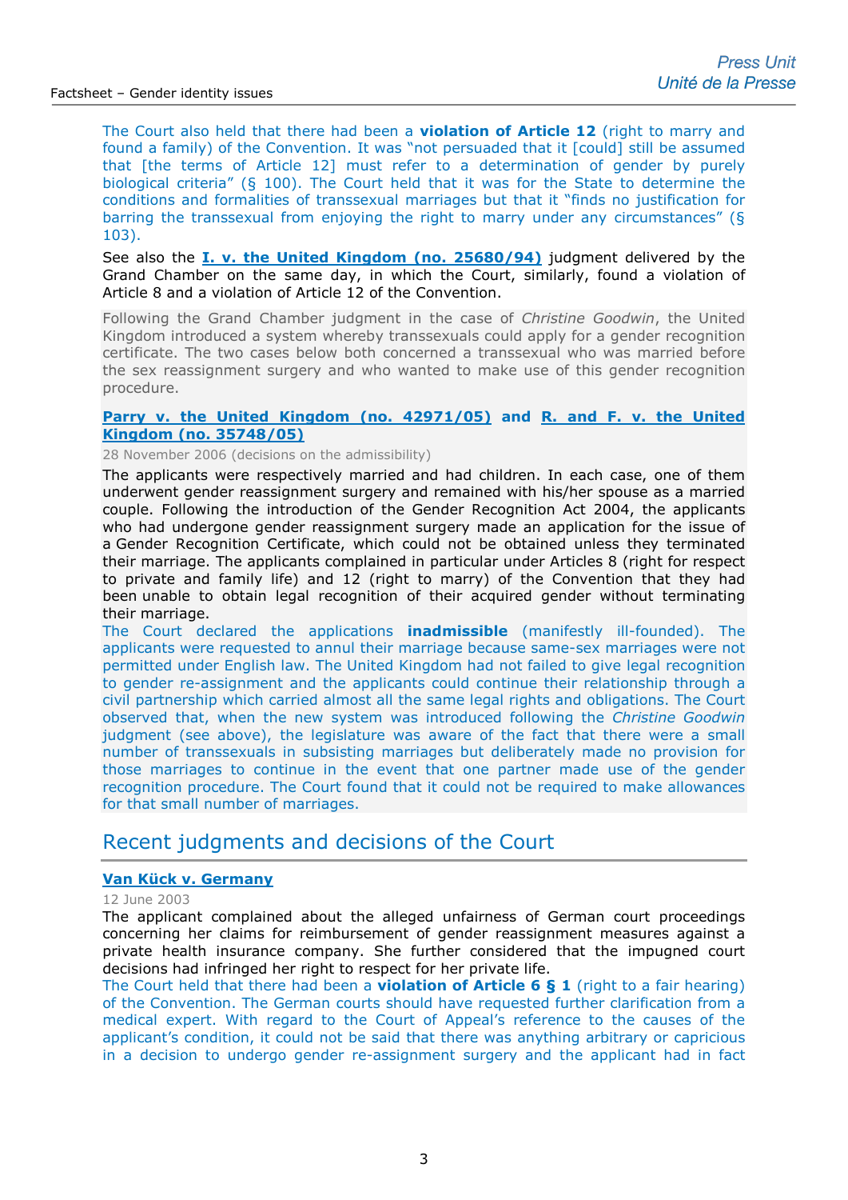The Court also held that there had been a **violation of Article 12** (right to marry and found a family) of the Convention. It was "not persuaded that it [could] still be assumed that [the terms of Article 12] must refer to a determination of gender by purely biological criteria" (§ 100). The Court held that it was for the State to determine the conditions and formalities of transsexual marriages but that it "finds no justification for barring the transsexual from enjoying the right to marry under any circumstances" (§ 103).

See also the **I. v. the United Kingdom (no. 25680/94)** judgment delivered by the Grand Chamber on the same day, in which the Court, similarly, found a violation of Article 8 and a violation of Article 12 of the Convention.

Following the Grand Chamber judgment in the case of *Christine Goodwin*, the United Kingdom introduced a system whereby transsexuals could apply for a gender recognition certificate. The two cases below both concerned a transsexual who was married before the sex reassignment surgery and who wanted to make use of this gender recognition procedure.

**Parry v. the United Kingdom (no. 42971/05) and R. and F. v. the United Kingdom (no. 35748/05)**

28 November 2006 (decisions on the admissibility)

The applicants were respectively married and had children. In each case, one of them underwent gender reassignment surgery and remained with his/her spouse as a married couple. Following the introduction of the Gender Recognition Act 2004, the applicants who had undergone gender reassignment surgery made an application for the issue of a Gender Recognition Certificate, which could not be obtained unless they terminated their marriage. The applicants complained in particular under Articles 8 (right for respect to private and family life) and 12 (right to marry) of the Convention that they had been unable to obtain legal recognition of their acquired gender without terminating their marriage.

The Court declared the applications **inadmissible** (manifestly ill-founded). The applicants were requested to annul their marriage because same-sex marriages were not permitted under English law. The United Kingdom had not failed to give legal recognition to gender re-assignment and the applicants could continue their relationship through a civil partnership which carried almost all the same legal rights and obligations. The Court observed that, when the new system was introduced following the *Christine Goodwin* judgment (see above), the legislature was aware of the fact that there were a small number of transsexuals in subsisting marriages but deliberately made no provision for those marriages to continue in the event that one partner made use of the gender recognition procedure. The Court found that it could not be required to make allowances for that small number of marriages.

## Recent judgments and decisions of the Court

**Van Kück v. Germany**

12 June 2003

The applicant complained about the alleged unfairness of German court proceedings concerning her claims for reimbursement of gender reassignment measures against a private health insurance company. She further considered that the impugned court decisions had infringed her right to respect for her private life.

The Court held that there had been a **violation of Article 6 § 1** (right to a fair hearing) of the Convention. The German courts should have requested further clarification from a medical expert. With regard to the Court of Appeal's reference to the causes of the applicant's condition, it could not be said that there was anything arbitrary or capricious in a decision to undergo gender re-assignment surgery and the applicant had in fact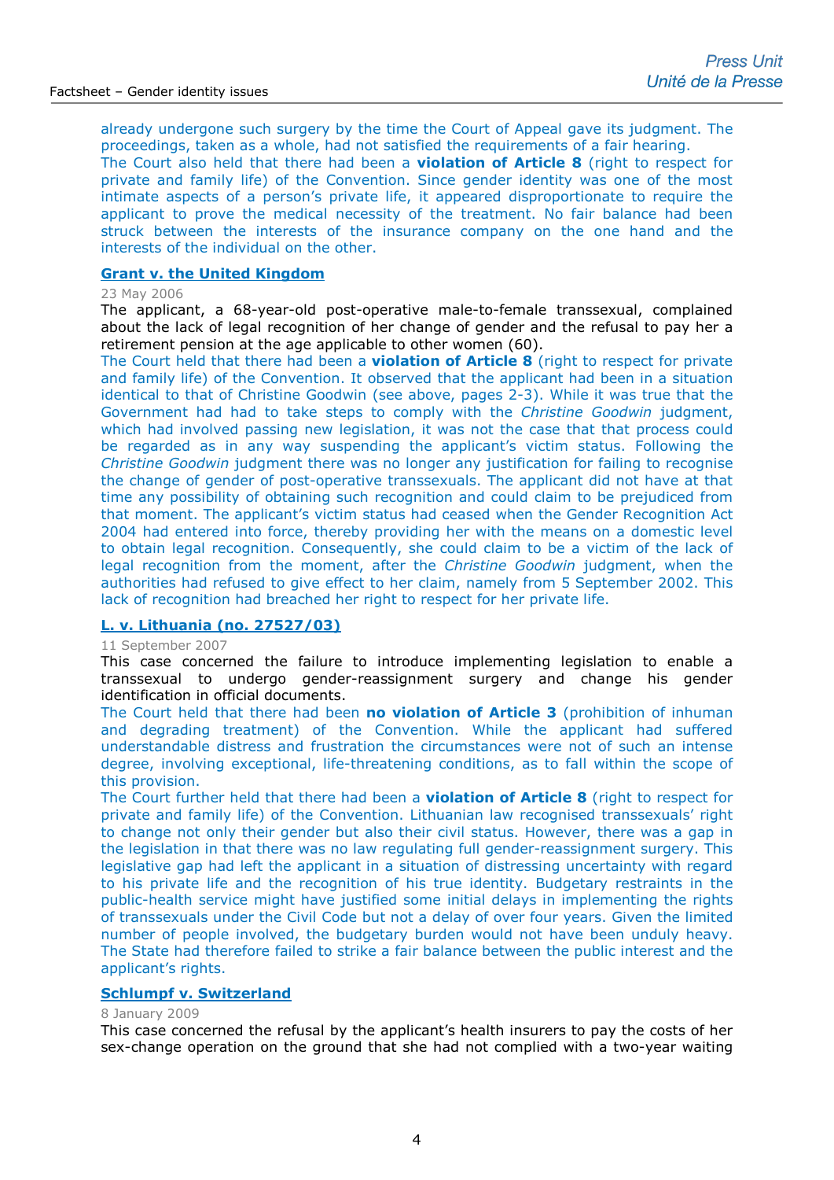already undergone such surgery by the time the Court of Appeal gave its judgment. The proceedings, taken as a whole, had not satisfied the requirements of a fair hearing.

The Court also held that there had been a **violation of Article 8** (right to respect for private and family life) of the Convention. Since gender identity was one of the most intimate aspects of a person's private life, it appeared disproportionate to require the applicant to prove the medical necessity of the treatment. No fair balance had been struck between the interests of the insurance company on the one hand and the interests of the individual on the other.

**Grant v. the United Kingdom**

23 May 2006

The applicant, a 68-year-old post-operative male-to-female transsexual, complained about the lack of legal recognition of her change of gender and the refusal to pay her a retirement pension at the age applicable to other women (60).

The Court held that there had been a **violation of Article 8** (right to respect for private and family life) of the Convention. It observed that the applicant had been in a situation identical to that of Christine Goodwin (see above, pages 2-3). While it was true that the Government had had to take steps to comply with the *Christine Goodwin* judgment, which had involved passing new legislation, it was not the case that that process could be regarded as in any way suspending the applicant's victim status. Following the *Christine Goodwin* judgment there was no longer any justification for failing to recognise the change of gender of post-operative transsexuals. The applicant did not have at that time any possibility of obtaining such recognition and could claim to be prejudiced from that moment. The applicant's victim status had ceased when the Gender Recognition Act 2004 had entered into force, thereby providing her with the means on a domestic level to obtain legal recognition. Consequently, she could claim to be a victim of the lack of legal recognition from the moment, after the *Christine Goodwin* judgment, when the authorities had refused to give effect to her claim, namely from 5 September 2002. This lack of recognition had breached her right to respect for her private life.

**L. v. Lithuania (no. 27527/03)**

11 September 2007

This case concerned the failure to introduce implementing legislation to enable a transsexual to undergo gender-reassignment surgery and change his gender identification in official documents.

The Court held that there had been **no violation of Article 3** (prohibition of inhuman and degrading treatment) of the Convention. While the applicant had suffered understandable distress and frustration the circumstances were not of such an intense degree, involving exceptional, life-threatening conditions, as to fall within the scope of this provision.

The Court further held that there had been a **violation of Article 8** (right to respect for private and family life) of the Convention. Lithuanian law recognised transsexuals' right to change not only their gender but also their civil status. However, there was a gap in the legislation in that there was no law regulating full gender-reassignment surgery. This legislative gap had left the applicant in a situation of distressing uncertainty with regard to his private life and the recognition of his true identity. Budgetary restraints in the public-health service might have justified some initial delays in implementing the rights of transsexuals under the Civil Code but not a delay of over four years. Given the limited number of people involved, the budgetary burden would not have been unduly heavy. The State had therefore failed to strike a fair balance between the public interest and the applicant's rights.

**Schlumpf v. Switzerland**

8 January 2009

This case concerned the refusal by the applicant's health insurers to pay the costs of her sex-change operation on the ground that she had not complied with a two-year waiting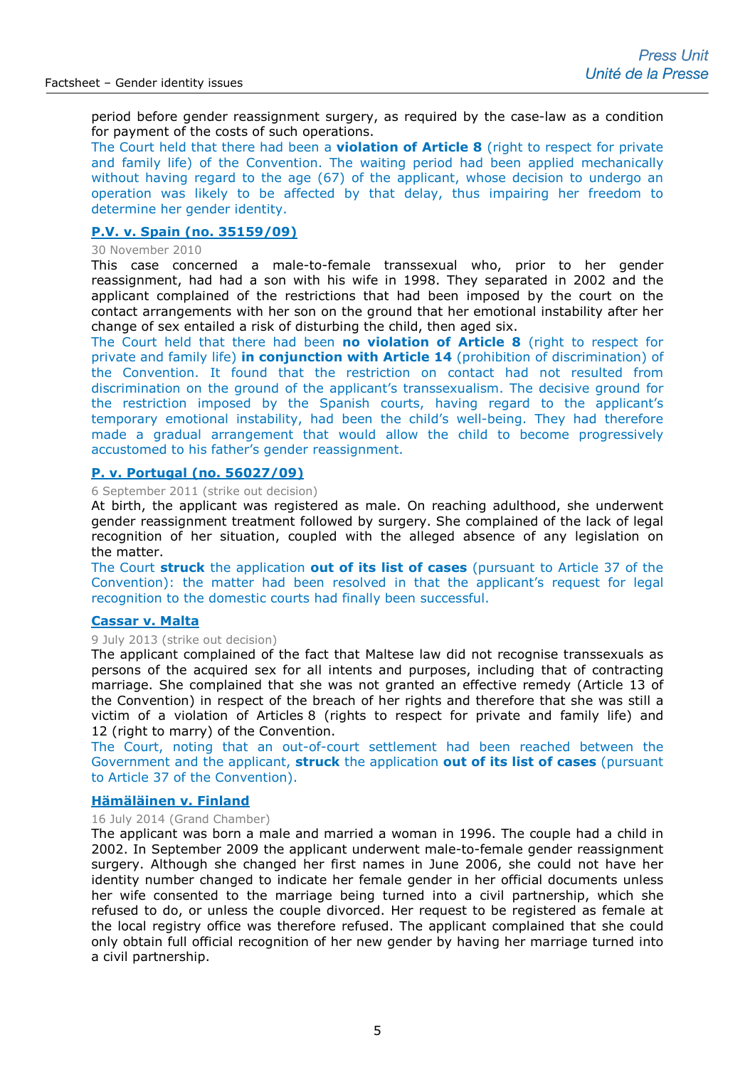period before gender reassignment surgery, as required by the case-law as a condition for payment of the costs of such operations.

The Court held that there had been a **violation of Article 8** (right to respect for private and family life) of the Convention. The waiting period had been applied mechanically without having regard to the age (67) of the applicant, whose decision to undergo an operation was likely to be affected by that delay, thus impairing her freedom to determine her gender identity.

### P.V. v. Spain (no. 35159/09)

30 November 2010

This case concerned a male-to-female transsexual who, prior to her gender reassignment, had had a son with his wife in 1998. They separated in 2002 and the applicant complained of the restrictions that had been imposed by the court on the contact arrangements with her son on the ground that her emotional instability after her change of sex entailed a risk of disturbing the child, then aged six.

The Court held that there had been **no violation of Article 8** (right to respect for private and family life) **in conjunction with Article 14** (prohibition of discrimination) of the Convention. It found that the restriction on contact had not resulted from discrimination on the ground of the applicant's transsexualism. The decisive ground for the restriction imposed by the Spanish courts, having regard to the applicant's temporary emotional instability, had been the child's well-being. They had therefore made a gradual arrangement that would allow the child to become progressively accustomed to his father's gender reassignment.

### P. v. Portugal (no. 56027/09)

6 September 2011 (strike out decision)

At birth, the applicant was registered as male. On reaching adulthood, she underwent gender reassignment treatment followed by surgery. She complained of the lack of legal recognition of her situation, coupled with the alleged absence of any legislation on the matter.

The Court **struck** the application **out of its list of cases** (pursuant to Article 37 of the Convention): the matter had been resolved in that the applicant's request for legal recognition to the domestic courts had finally been successful.

### Cassar v. Malta

9 July 2013 (strike out decision)

The applicant complained of the fact that Maltese law did not recognise transsexuals as persons of the acquired sex for all intents and purposes, including that of contracting marriage. She complained that she was not granted an effective remedy (Article 13 of the Convention) in respect of the breach of her rights and therefore that she was still a victim of a violation of Articles 8 (rights to respect for private and family life) and 12 (right to marry) of the Convention.

The Court, noting that an out-of-court settlement had been reached between the Government and the applicant, **struck** the application **out of its list of cases** (pursuant to Article 37 of the Convention).

### Hämäläinen v. Finland

16 July 2014 (Grand Chamber)

The applicant was born a male and married a woman in 1996. The couple had a child in 2002. In September 2009 the applicant underwent male-to-female gender reassignment surgery. Although she changed her first names in June 2006, she could not have her identity number changed to indicate her female gender in her official documents unless her wife consented to the marriage being turned into a civil partnership, which she refused to do, or unless the couple divorced. Her request to be registered as female at the local registry office was therefore refused. The applicant complained that she could only obtain full official recognition of her new gender by having her marriage turned into a civil partnership.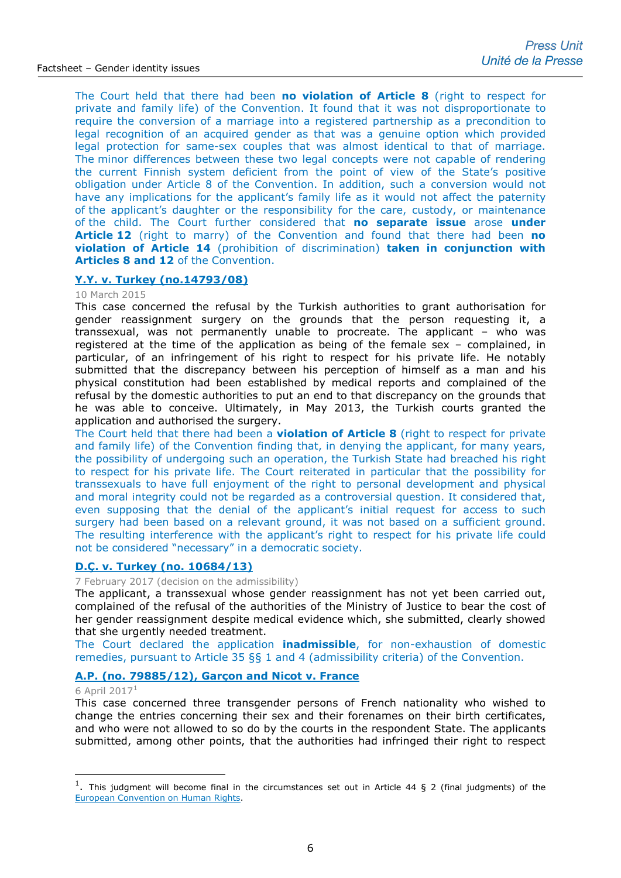The Court held that there had been **no violation of Article 8** (right to respect for private and family life) of the Convention. It found that it was not disproportionate to require the conversion of a marriage into a registered partnership as a precondition to legal recognition of an acquired gender as that was a genuine option which provided legal protection for same-sex couples that was almost identical to that of marriage. The minor differences between these two legal concepts were not capable of rendering the current Finnish system deficient from the point of view of the State's positive obligation under Article 8 of the Convention. In addition, such a conversion would not have any implications for the applicant's family life as it would not affect the paternity of the applicant's daughter or the responsibility for the care, custody, or maintenance of the child. The Court further considered that **no separate issue** arose **under Article 12** (right to marry) of the Convention and found that there had been **no violation of Article 14** (prohibition of discrimination) **taken in conjunction with Articles 8 and 12** of the Convention.

### Y.Y. v. Turkey (no.14793/08)

10 March 2015

This case concerned the refusal by the Turkish authorities to grant authorisation for gender reassignment surgery on the grounds that the person requesting it, a transsexual, was not permanently unable to procreate. The applicant – who was registered at the time of the application as being of the female sex – complained, in particular, of an infringement of his right to respect for his private life. He notably submitted that the discrepancy between his perception of himself as a man and his physical constitution had been established by medical reports and complained of the refusal by the domestic authorities to put an end to that discrepancy on the grounds that he was able to conceive. Ultimately, in May 2013, the Turkish courts granted the application and authorised the surgery.

The Court held that there had been a **violation of Article 8** (right to respect for private and family life) of the Convention finding that, in denying the applicant, for many years, the possibility of undergoing such an operation, the Turkish State had breached his right to respect for his private life. The Court reiterated in particular that the possibility for transsexuals to have full enjoyment of the right to personal development and physical and moral integrity could not be regarded as a controversial question. It considered that, even supposing that the denial of the applicant's initial request for access to such surgery had been based on a relevant ground, it was not based on a sufficient ground. The resulting interference with the applicant's right to respect for his private life could not be considered "necessary" in a democratic society.

### D.Ç. v. Turkey (no. 10684/13)

7 February 2017 (decision on the admissibility)

The applicant, a transsexual whose gender reassignment has not yet been carried out, complained of the refusal of the authorities of the Ministry of Justice to bear the cost of her gender reassignment despite medical evidence which, she submitted, clearly showed that she urgently needed treatment.

The Court declared the application **inadmissible**, for non-exhaustion of domestic remedies, pursuant to Article 35 §§ 1 and 4 (admissibility criteria) of the Convention.

### A.P. (no. 79885/12), Garçon and Nicot v. France

6 April 2017[1]

This case concerned three transgender persons of French nationality who wished to change the entries concerning their sex and their forenames on their birth certificates, and who were not allowed to so do by the courts in the respondent State. The applicants submitted, among other points, that the authorities had infringed their right to respect

[1]. This judgment will become final in the circumstances set out in Article 44 § 2 (final judgments) of the European Convention on Human Rights.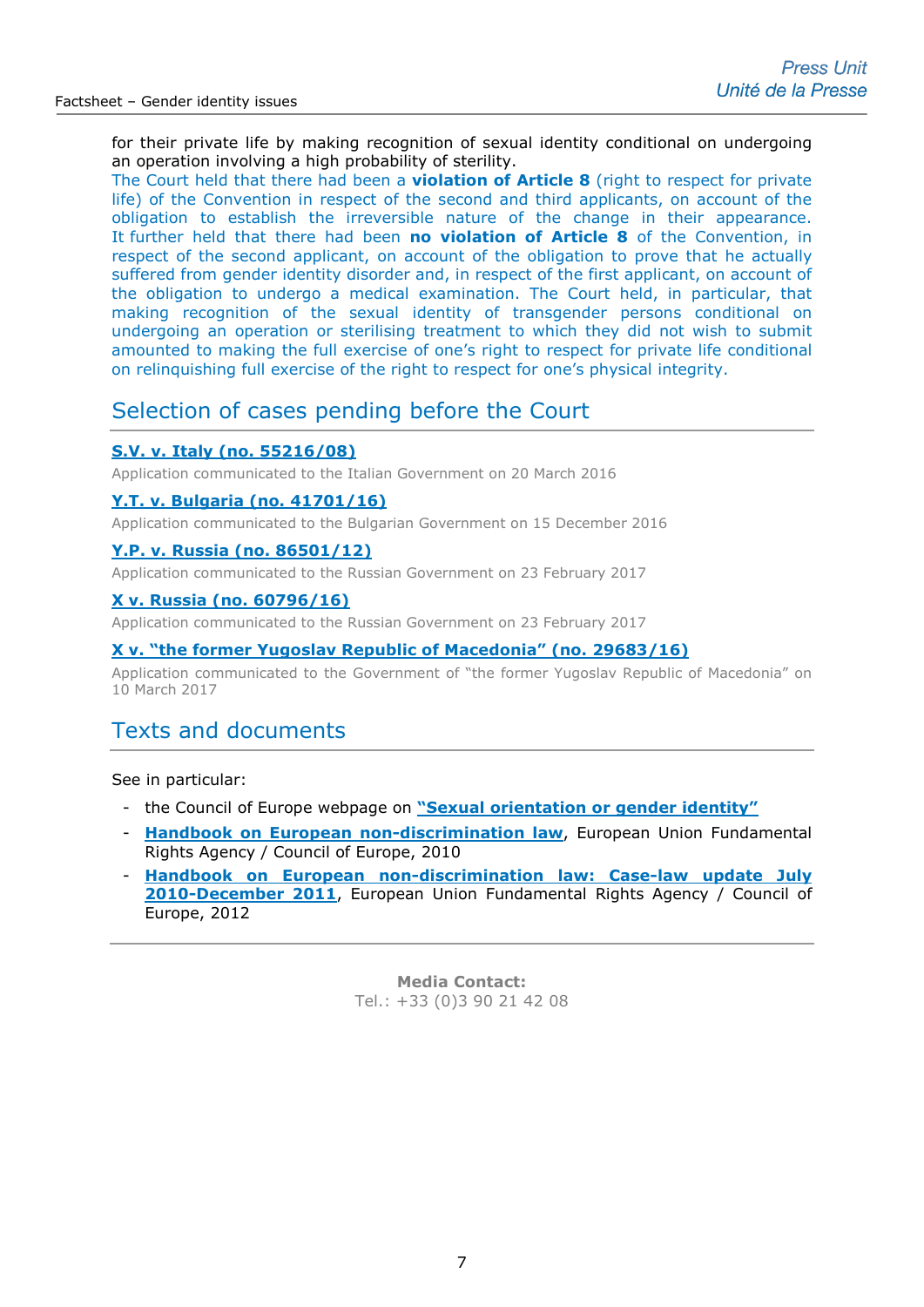for their private life by making recognition of sexual identity conditional on undergoing an operation involving a high probability of sterility.

The Court held that there had been a **violation of Article 8** (right to respect for private life) of the Convention in respect of the second and third applicants, on account of the obligation to establish the irreversible nature of the change in their appearance. It further held that there had been **no violation of Article 8** of the Convention, in respect of the second applicant, on account of the obligation to prove that he actually suffered from gender identity disorder and, in respect of the first applicant, on account of the obligation to undergo a medical examination. The Court held, in particular, that making recognition of the sexual identity of transgender persons conditional on undergoing an operation or sterilising treatment to which they did not wish to submit amounted to making the full exercise of one's right to respect for private life conditional on relinquishing full exercise of the right to respect for one's physical integrity.

## Selection of cases pending before the Court

**S.V. v. Italy (no. 55216/08)**

Application communicated to the Italian Government on 20 March 2016

**Y.T. v. Bulgaria (no. 41701/16)**

Application communicated to the Bulgarian Government on 15 December 2016

**Y.P. v. Russia (no. 86501/12)**

Application communicated to the Russian Government on 23 February 2017

**X v. Russia (no. 60796/16)**

Application communicated to the Russian Government on 23 February 2017

**X v. "the former Yugoslav Republic of Macedonia" (no. 29683/16)**

Application communicated to the Government of "the former Yugoslav Republic of Macedonia" on 10 March 2017

## Texts and documents

See in particular:

- the Council of Europe webpage on **"Sexual orientation or gender identity"**
- **Handbook on European non-discrimination law**, European Union Fundamental Rights Agency / Council of Europe, 2010
- **Handbook on European non-discrimination law: Case-law update July 2010-December 2011**, European Union Fundamental Rights Agency / Council of Europe, 2012

**Media Contact:**
Tel.: +33 (0)3 90 21 42 08